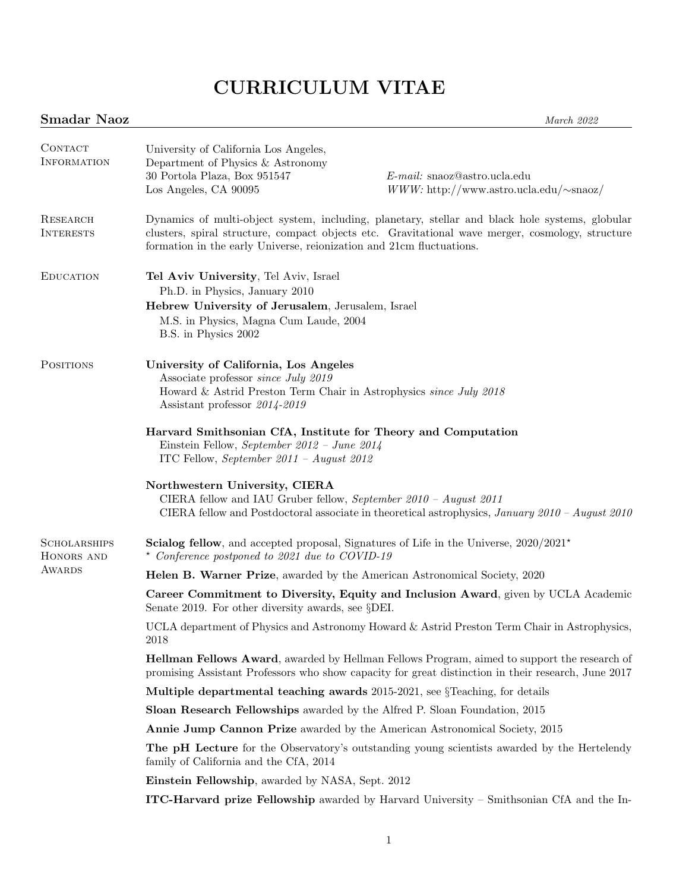# CURRICULUM VITAE

**Smadar Naoz** *March 2022*

## Contact Information

University of California Los Angeles,
Department of Physics & Astronomy
30 Portola Plaza, Box 951547
Los Angeles, CA 90095

*E-mail:* snaoz@astro.ucla.edu
*WWW:* http://www.astro.ucla.edu/∼snaoz/

## Research Interests

Dynamics of multi-object system, including, planetary, stellar and black hole systems, globular clusters, spiral structure, compact objects etc. Gravitational wave merger, cosmology, structure formation in the early Universe, reionization and 21cm fluctuations.

## Education

**Tel Aviv University**, Tel Aviv, Israel
Ph.D. in Physics, January 2010

**Hebrew University of Jerusalem**, Jerusalem, Israel
M.S. in Physics, Magna Cum Laude, 2004
B.S. in Physics 2002

## Positions

**University of California, Los Angeles**
Associate professor *since July 2019*
Howard & Astrid Preston Term Chair in Astrophysics *since July 2018*
Assistant professor *2014-2019*

**Harvard Smithsonian CfA, Institute for Theory and Computation**
Einstein Fellow, *September 2012 – June 2014*
ITC Fellow, *September 2011 – August 2012*

**Northwestern University, CIERA**
CIERA fellow and IAU Gruber fellow, *September 2010 – August 2011*
CIERA fellow and Postdoctoral associate in theoretical astrophysics, *January 2010 – August 2010*

## Scholarships Honors and Awards

**Scialog fellow**, and accepted proposal, Signatures of Life in the Universe, 2020/2021*
* *Conference postponed to 2021 due to COVID-19*

**Helen B. Warner Prize**, awarded by the American Astronomical Society, 2020

**Career Commitment to Diversity, Equity and Inclusion Award**, given by UCLA Academic Senate 2019. For other diversity awards, see §DEI.

UCLA department of Physics and Astronomy Howard & Astrid Preston Term Chair in Astrophysics, 2018

**Hellman Fellows Award**, awarded by Hellman Fellows Program, aimed to support the research of promising Assistant Professors who show capacity for great distinction in their research, June 2017

**Multiple departmental teaching awards** 2015-2021, see §Teaching, for details

**Sloan Research Fellowships** awarded by the Alfred P. Sloan Foundation, 2015

**Annie Jump Cannon Prize** awarded by the American Astronomical Society, 2015

**The pH Lecture** for the Observatory's outstanding young scientists awarded by the Hertelendy family of California and the CfA, 2014

**Einstein Fellowship**, awarded by NASA, Sept. 2012

**ITC-Harvard prize Fellowship** awarded by Harvard University – Smithsonian CfA and the In-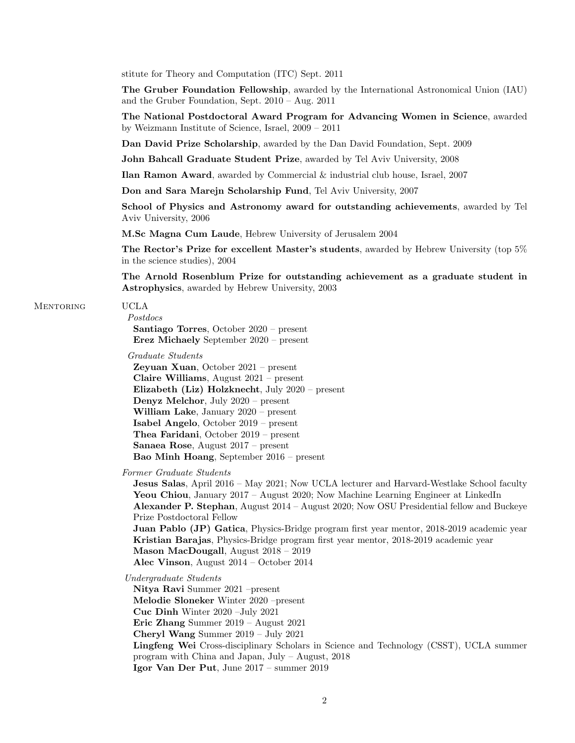stitute for Theory and Computation (ITC) Sept. 2011

**The Gruber Foundation Fellowship**, awarded by the International Astronomical Union (IAU) and the Gruber Foundation, Sept. 2010 – Aug. 2011

**The National Postdoctoral Award Program for Advancing Women in Science**, awarded by Weizmann Institute of Science, Israel, 2009 – 2011

**Dan David Prize Scholarship**, awarded by the Dan David Foundation, Sept. 2009

**John Bahcall Graduate Student Prize**, awarded by Tel Aviv University, 2008

**Ilan Ramon Award**, awarded by Commercial & industrial club house, Israel, 2007

**Don and Sara Marejn Scholarship Fund**, Tel Aviv University, 2007

**School of Physics and Astronomy award for outstanding achievements**, awarded by Tel Aviv University, 2006

**M.Sc Magna Cum Laude**, Hebrew University of Jerusalem 2004

**The Rector's Prize for excellent Master's students**, awarded by Hebrew University (top 5% in the science studies), 2004

**The Arnold Rosenblum Prize for outstanding achievement as a graduate student in Astrophysics**, awarded by Hebrew University, 2003

## Mentoring

UCLA

*Postdocs*

**Santiago Torres**, October 2020 – present
**Erez Michaely** September 2020 – present

*Graduate Students*

**Zeyuan Xuan**, October 2021 – present
**Claire Williams**, August 2021 – present
**Elizabeth (Liz) Holzknecht**, July 2020 – present
**Denyz Melchor**, July 2020 – present
**William Lake**, January 2020 – present
**Isabel Angelo**, October 2019 – present
**Thea Faridani**, October 2019 – present
**Sanaea Rose**, August 2017 – present
**Bao Minh Hoang**, September 2016 – present

*Former Graduate Students*

**Jesus Salas**, April 2016 – May 2021; Now UCLA lecturer and Harvard-Westlake School faculty
**Yeou Chiou**, January 2017 – August 2020; Now Machine Learning Engineer at LinkedIn
**Alexander P. Stephan**, August 2014 – August 2020; Now OSU Presidential fellow and Buckeye Prize Postdoctoral Fellow
**Juan Pablo (JP) Gatica**, Physics-Bridge program first year mentor, 2018-2019 academic year
**Kristian Barajas**, Physics-Bridge program first year mentor, 2018-2019 academic year
**Mason MacDougall**, August 2018 – 2019
**Alec Vinson**, August 2014 – October 2014

*Undergraduate Students*

**Nitya Ravi** Summer 2021 –present
**Melodie Sloneker** Winter 2020 –present
**Cuc Dinh** Winter 2020 –July 2021
**Eric Zhang** Summer 2019 – August 2021
**Cheryl Wang** Summer 2019 – July 2021
**Lingfeng Wei** Cross-disciplinary Scholars in Science and Technology (CSST), UCLA summer program with China and Japan, July – August, 2018
**Igor Van Der Put**, June 2017 – summer 2019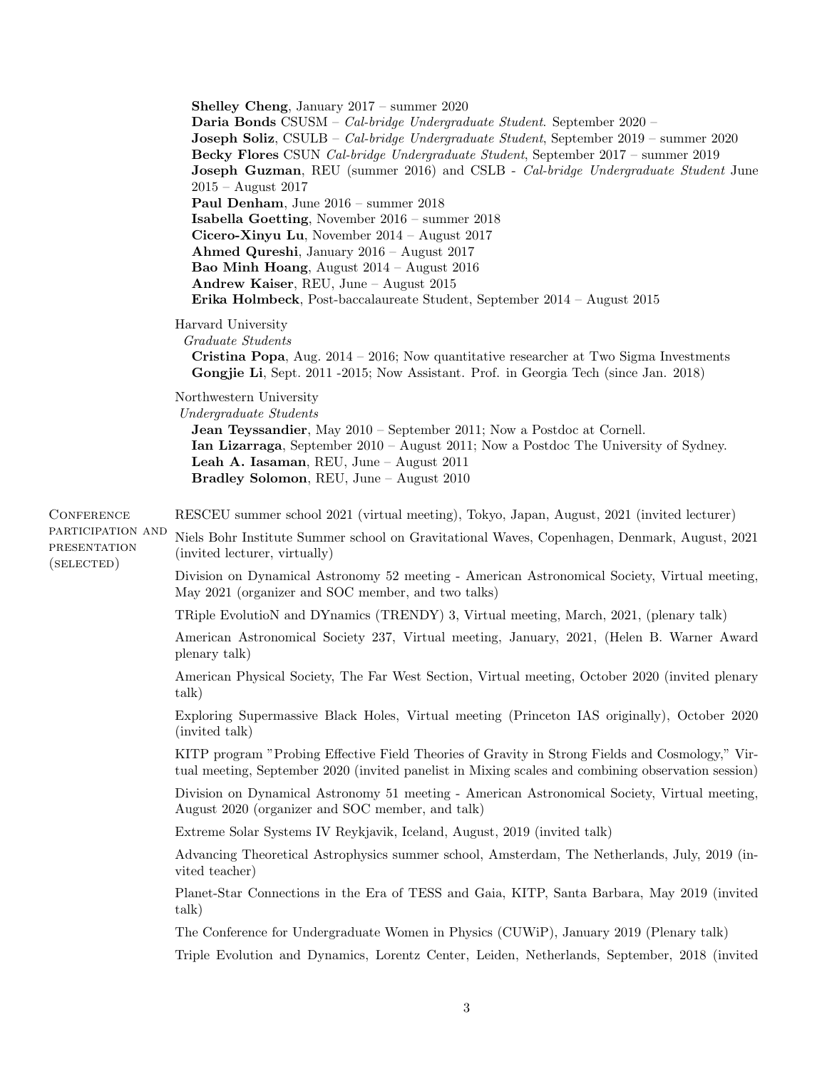**Shelley Cheng**, January 2017 – summer 2020
**Daria Bonds** CSUSM – *Cal-bridge Undergraduate Student*. September 2020 –
**Joseph Soliz**, CSULB – *Cal-bridge Undergraduate Student*, September 2019 – summer 2020
**Becky Flores** CSUN *Cal-bridge Undergraduate Student*, September 2017 – summer 2019
**Joseph Guzman**, REU (summer 2016) and CSLB - *Cal-bridge Undergraduate Student* June 2015 – August 2017
**Paul Denham**, June 2016 – summer 2018
**Isabella Goetting**, November 2016 – summer 2018
**Cicero-Xinyu Lu**, November 2014 – August 2017
**Ahmed Qureshi**, January 2016 – August 2017
**Bao Minh Hoang**, August 2014 – August 2016
**Andrew Kaiser**, REU, June – August 2015
**Erika Holmbeck**, Post-baccalaureate Student, September 2014 – August 2015

Harvard University
*Graduate Students*
**Cristina Popa**, Aug. 2014 – 2016; Now quantitative researcher at Two Sigma Investments
**Gongjie Li**, Sept. 2011 -2015; Now Assistant. Prof. in Georgia Tech (since Jan. 2018)

Northwestern University
*Undergraduate Students*
**Jean Teyssandier**, May 2010 – September 2011; Now a Postdoc at Cornell.
**Ian Lizarraga**, September 2010 – August 2011; Now a Postdoc The University of Sydney.
**Leah A. Iasaman**, REU, June – August 2011
**Bradley Solomon**, REU, June – August 2010

## Conference participation and presentation (selected)

RESCEU summer school 2021 (virtual meeting), Tokyo, Japan, August, 2021 (invited lecturer)

Niels Bohr Institute Summer school on Gravitational Waves, Copenhagen, Denmark, August, 2021 (invited lecturer, virtually)

Division on Dynamical Astronomy 52 meeting - American Astronomical Society, Virtual meeting, May 2021 (organizer and SOC member, and two talks)

TRiple EvolutioN and DYnamics (TRENDY) 3, Virtual meeting, March, 2021, (plenary talk)

American Astronomical Society 237, Virtual meeting, January, 2021, (Helen B. Warner Award plenary talk)

American Physical Society, The Far West Section, Virtual meeting, October 2020 (invited plenary talk)

Exploring Supermassive Black Holes, Virtual meeting (Princeton IAS originally), October 2020 (invited talk)

KITP program "Probing Effective Field Theories of Gravity in Strong Fields and Cosmology," Virtual meeting, September 2020 (invited panelist in Mixing scales and combining observation session)

Division on Dynamical Astronomy 51 meeting - American Astronomical Society, Virtual meeting, August 2020 (organizer and SOC member, and talk)

Extreme Solar Systems IV Reykjavik, Iceland, August, 2019 (invited talk)

Advancing Theoretical Astrophysics summer school, Amsterdam, The Netherlands, July, 2019 (invited teacher)

Planet-Star Connections in the Era of TESS and Gaia, KITP, Santa Barbara, May 2019 (invited talk)

The Conference for Undergraduate Women in Physics (CUWiP), January 2019 (Plenary talk)

Triple Evolution and Dynamics, Lorentz Center, Leiden, Netherlands, September, 2018 (invited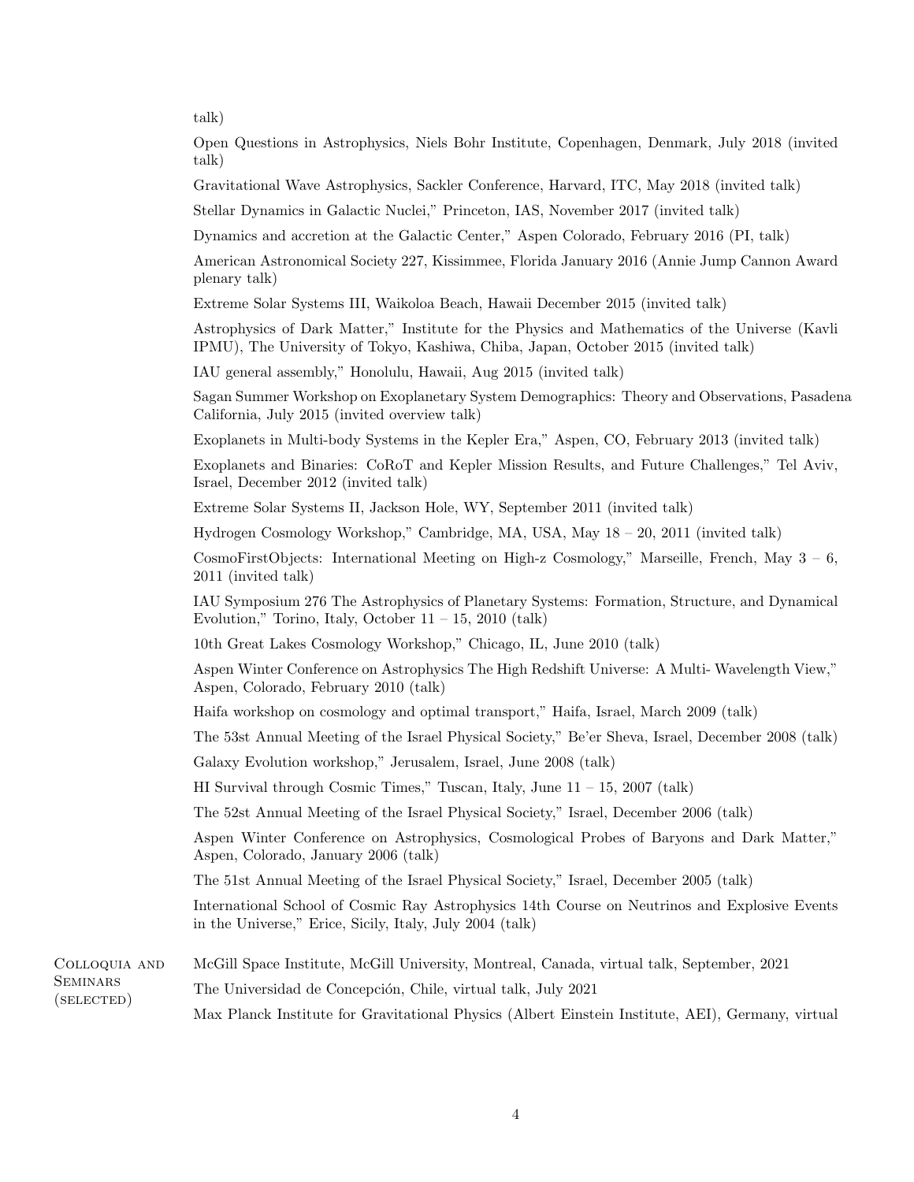talk)

Open Questions in Astrophysics, Niels Bohr Institute, Copenhagen, Denmark, July 2018 (invited talk)

Gravitational Wave Astrophysics, Sackler Conference, Harvard, ITC, May 2018 (invited talk)

Stellar Dynamics in Galactic Nuclei," Princeton, IAS, November 2017 (invited talk)

Dynamics and accretion at the Galactic Center," Aspen Colorado, February 2016 (PI, talk)

American Astronomical Society 227, Kissimmee, Florida January 2016 (Annie Jump Cannon Award plenary talk)

Extreme Solar Systems III, Waikoloa Beach, Hawaii December 2015 (invited talk)

Astrophysics of Dark Matter," Institute for the Physics and Mathematics of the Universe (Kavli IPMU), The University of Tokyo, Kashiwa, Chiba, Japan, October 2015 (invited talk)

IAU general assembly," Honolulu, Hawaii, Aug 2015 (invited talk)

Sagan Summer Workshop on Exoplanetary System Demographics: Theory and Observations, Pasadena California, July 2015 (invited overview talk)

Exoplanets in Multi-body Systems in the Kepler Era," Aspen, CO, February 2013 (invited talk)

Exoplanets and Binaries: CoRoT and Kepler Mission Results, and Future Challenges," Tel Aviv, Israel, December 2012 (invited talk)

Extreme Solar Systems II, Jackson Hole, WY, September 2011 (invited talk)

Hydrogen Cosmology Workshop," Cambridge, MA, USA, May 18 – 20, 2011 (invited talk)

CosmoFirstObjects: International Meeting on High-z Cosmology," Marseille, French, May 3 – 6, 2011 (invited talk)

IAU Symposium 276 The Astrophysics of Planetary Systems: Formation, Structure, and Dynamical Evolution," Torino, Italy, October 11 – 15, 2010 (talk)

10th Great Lakes Cosmology Workshop," Chicago, IL, June 2010 (talk)

Aspen Winter Conference on Astrophysics The High Redshift Universe: A Multi- Wavelength View," Aspen, Colorado, February 2010 (talk)

Haifa workshop on cosmology and optimal transport," Haifa, Israel, March 2009 (talk)

The 53st Annual Meeting of the Israel Physical Society," Be'er Sheva, Israel, December 2008 (talk)

Galaxy Evolution workshop," Jerusalem, Israel, June 2008 (talk)

HI Survival through Cosmic Times," Tuscan, Italy, June 11 – 15, 2007 (talk)

The 52st Annual Meeting of the Israel Physical Society," Israel, December 2006 (talk)

Aspen Winter Conference on Astrophysics, Cosmological Probes of Baryons and Dark Matter," Aspen, Colorado, January 2006 (talk)

The 51st Annual Meeting of the Israel Physical Society," Israel, December 2005 (talk)

International School of Cosmic Ray Astrophysics 14th Course on Neutrinos and Explosive Events in the Universe," Erice, Sicily, Italy, July 2004 (talk)

## Colloquia and Seminars (selected)

McGill Space Institute, McGill University, Montreal, Canada, virtual talk, September, 2021

The Universidad de Concepción, Chile, virtual talk, July 2021

Max Planck Institute for Gravitational Physics (Albert Einstein Institute, AEI), Germany, virtual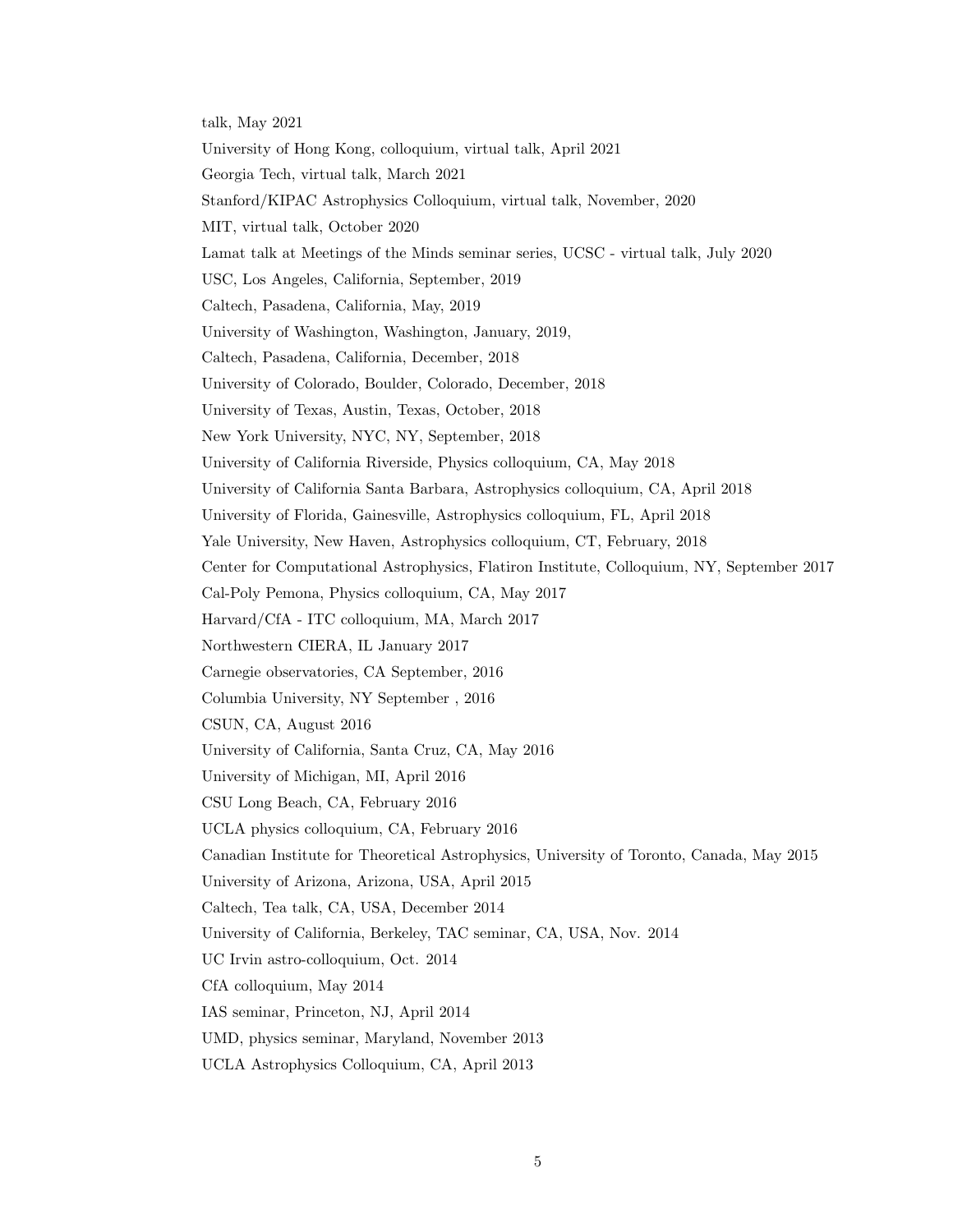talk, May 2021

University of Hong Kong, colloquium, virtual talk, April 2021

Georgia Tech, virtual talk, March 2021

Stanford/KIPAC Astrophysics Colloquium, virtual talk, November, 2020

MIT, virtual talk, October 2020

Lamat talk at Meetings of the Minds seminar series, UCSC - virtual talk, July 2020

USC, Los Angeles, California, September, 2019

Caltech, Pasadena, California, May, 2019

University of Washington, Washington, January, 2019,

Caltech, Pasadena, California, December, 2018

University of Colorado, Boulder, Colorado, December, 2018

University of Texas, Austin, Texas, October, 2018

New York University, NYC, NY, September, 2018

University of California Riverside, Physics colloquium, CA, May 2018

University of California Santa Barbara, Astrophysics colloquium, CA, April 2018

University of Florida, Gainesville, Astrophysics colloquium, FL, April 2018

Yale University, New Haven, Astrophysics colloquium, CT, February, 2018

Center for Computational Astrophysics, Flatiron Institute, Colloquium, NY, September 2017

Cal-Poly Pemona, Physics colloquium, CA, May 2017

Harvard/CfA - ITC colloquium, MA, March 2017

Northwestern CIERA, IL January 2017

Carnegie observatories, CA September, 2016

Columbia University, NY September , 2016

CSUN, CA, August 2016

University of California, Santa Cruz, CA, May 2016

University of Michigan, MI, April 2016

CSU Long Beach, CA, February 2016

UCLA physics colloquium, CA, February 2016

Canadian Institute for Theoretical Astrophysics, University of Toronto, Canada, May 2015

University of Arizona, Arizona, USA, April 2015

Caltech, Tea talk, CA, USA, December 2014

University of California, Berkeley, TAC seminar, CA, USA, Nov. 2014

UC Irvin astro-colloquium, Oct. 2014

CfA colloquium, May 2014

IAS seminar, Princeton, NJ, April 2014

UMD, physics seminar, Maryland, November 2013

UCLA Astrophysics Colloquium, CA, April 2013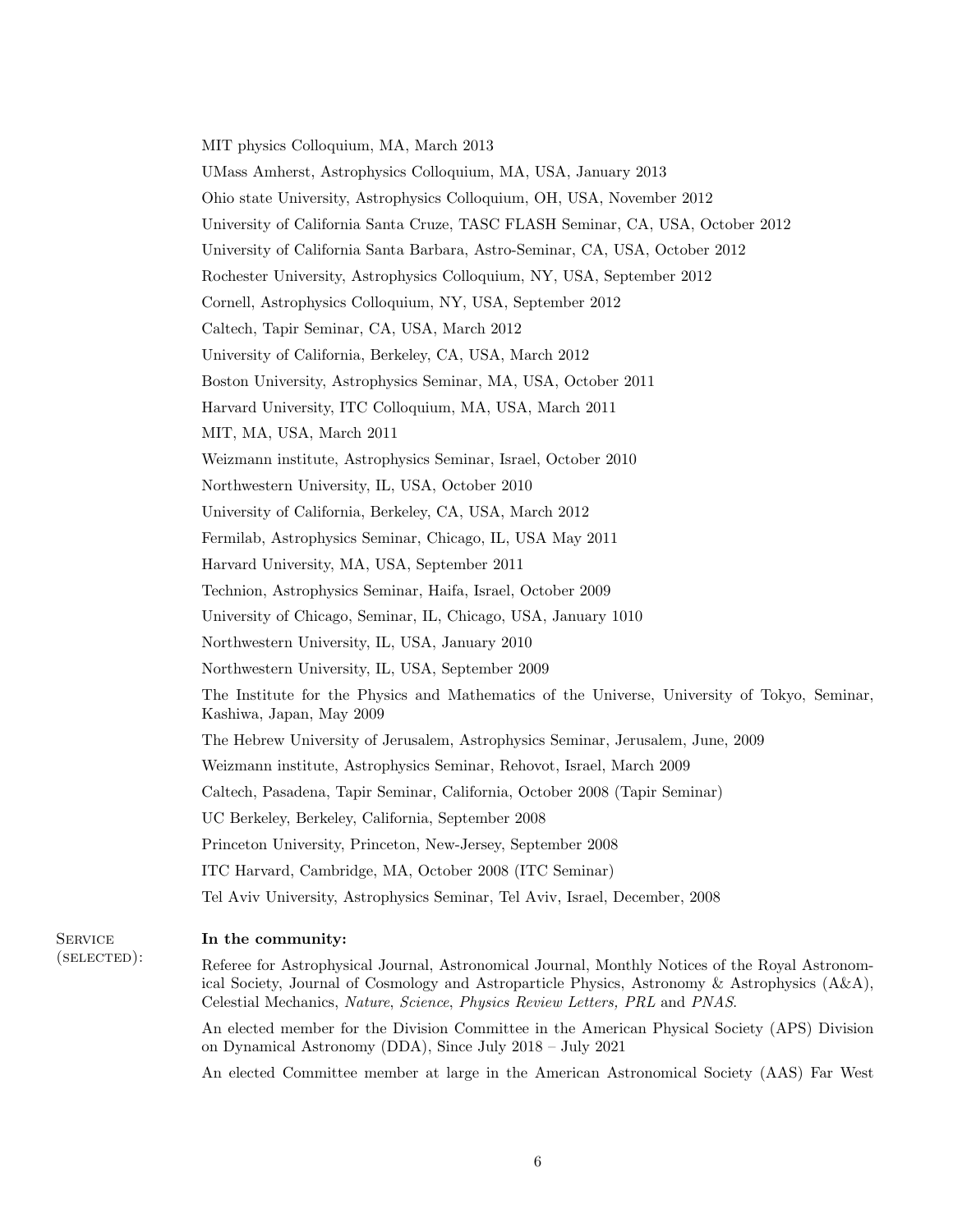MIT physics Colloquium, MA, March 2013

UMass Amherst, Astrophysics Colloquium, MA, USA, January 2013

Ohio state University, Astrophysics Colloquium, OH, USA, November 2012

University of California Santa Cruze, TASC FLASH Seminar, CA, USA, October 2012

University of California Santa Barbara, Astro-Seminar, CA, USA, October 2012

Rochester University, Astrophysics Colloquium, NY, USA, September 2012

Cornell, Astrophysics Colloquium, NY, USA, September 2012

Caltech, Tapir Seminar, CA, USA, March 2012

University of California, Berkeley, CA, USA, March 2012

Boston University, Astrophysics Seminar, MA, USA, October 2011

Harvard University, ITC Colloquium, MA, USA, March 2011

MIT, MA, USA, March 2011

Weizmann institute, Astrophysics Seminar, Israel, October 2010

Northwestern University, IL, USA, October 2010

University of California, Berkeley, CA, USA, March 2012

Fermilab, Astrophysics Seminar, Chicago, IL, USA May 2011

Harvard University, MA, USA, September 2011

Technion, Astrophysics Seminar, Haifa, Israel, October 2009

University of Chicago, Seminar, IL, Chicago, USA, January 1010

Northwestern University, IL, USA, January 2010

Northwestern University, IL, USA, September 2009

The Institute for the Physics and Mathematics of the Universe, University of Tokyo, Seminar, Kashiwa, Japan, May 2009

The Hebrew University of Jerusalem, Astrophysics Seminar, Jerusalem, June, 2009

Weizmann institute, Astrophysics Seminar, Rehovot, Israel, March 2009

Caltech, Pasadena, Tapir Seminar, California, October 2008 (Tapir Seminar)

UC Berkeley, Berkeley, California, September 2008

Princeton University, Princeton, New-Jersey, September 2008

ITC Harvard, Cambridge, MA, October 2008 (ITC Seminar)

Tel Aviv University, Astrophysics Seminar, Tel Aviv, Israel, December, 2008

## Service (selected):

**In the community:**

Referee for Astrophysical Journal, Astronomical Journal, Monthly Notices of the Royal Astronomical Society, Journal of Cosmology and Astroparticle Physics, Astronomy & Astrophysics (A&A), Celestial Mechanics, *Nature*, *Science*, *Physics Review Letters, PRL* and *PNAS*.

An elected member for the Division Committee in the American Physical Society (APS) Division on Dynamical Astronomy (DDA), Since July 2018 – July 2021

An elected Committee member at large in the American Astronomical Society (AAS) Far West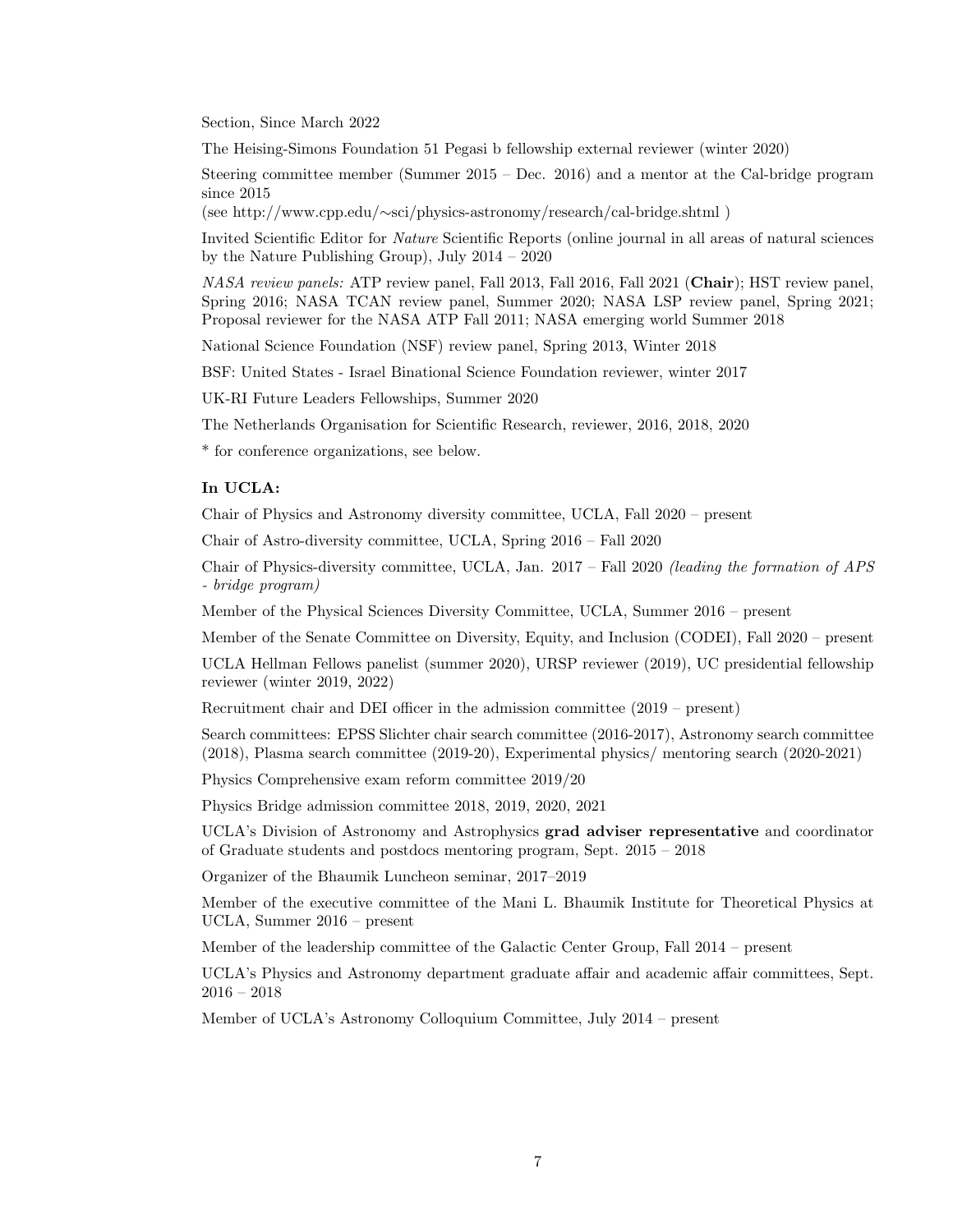Section, Since March 2022

The Heising-Simons Foundation 51 Pegasi b fellowship external reviewer (winter 2020)

Steering committee member (Summer 2015 – Dec. 2016) and a mentor at the Cal-bridge program since 2015
(see http://www.cpp.edu/∼sci/physics-astronomy/research/cal-bridge.shtml )

Invited Scientific Editor for *Nature* Scientific Reports (online journal in all areas of natural sciences by the Nature Publishing Group), July 2014 – 2020

*NASA review panels:* ATP review panel, Fall 2013, Fall 2016, Fall 2021 (**Chair**); HST review panel, Spring 2016; NASA TCAN review panel, Summer 2020; NASA LSP review panel, Spring 2021; Proposal reviewer for the NASA ATP Fall 2011; NASA emerging world Summer 2018

National Science Foundation (NSF) review panel, Spring 2013, Winter 2018

BSF: United States - Israel Binational Science Foundation reviewer, winter 2017

UK-RI Future Leaders Fellowships, Summer 2020

The Netherlands Organisation for Scientific Research, reviewer, 2016, 2018, 2020

* for conference organizations, see below.

**In UCLA:**

Chair of Physics and Astronomy diversity committee, UCLA, Fall 2020 – present

Chair of Astro-diversity committee, UCLA, Spring 2016 – Fall 2020

Chair of Physics-diversity committee, UCLA, Jan. 2017 – Fall 2020 *(leading the formation of APS - bridge program)*

Member of the Physical Sciences Diversity Committee, UCLA, Summer 2016 – present

Member of the Senate Committee on Diversity, Equity, and Inclusion (CODEI), Fall 2020 – present

UCLA Hellman Fellows panelist (summer 2020), URSP reviewer (2019), UC presidential fellowship reviewer (winter 2019, 2022)

Recruitment chair and DEI officer in the admission committee (2019 – present)

Search committees: EPSS Slichter chair search committee (2016-2017), Astronomy search committee (2018), Plasma search committee (2019-20), Experimental physics/ mentoring search (2020-2021)

Physics Comprehensive exam reform committee 2019/20

Physics Bridge admission committee 2018, 2019, 2020, 2021

UCLA's Division of Astronomy and Astrophysics **grad adviser representative** and coordinator of Graduate students and postdocs mentoring program, Sept. 2015 – 2018

Organizer of the Bhaumik Luncheon seminar, 2017–2019

Member of the executive committee of the Mani L. Bhaumik Institute for Theoretical Physics at UCLA, Summer 2016 – present

Member of the leadership committee of the Galactic Center Group, Fall 2014 – present

UCLA's Physics and Astronomy department graduate affair and academic affair committees, Sept. 2016 – 2018

Member of UCLA's Astronomy Colloquium Committee, July 2014 – present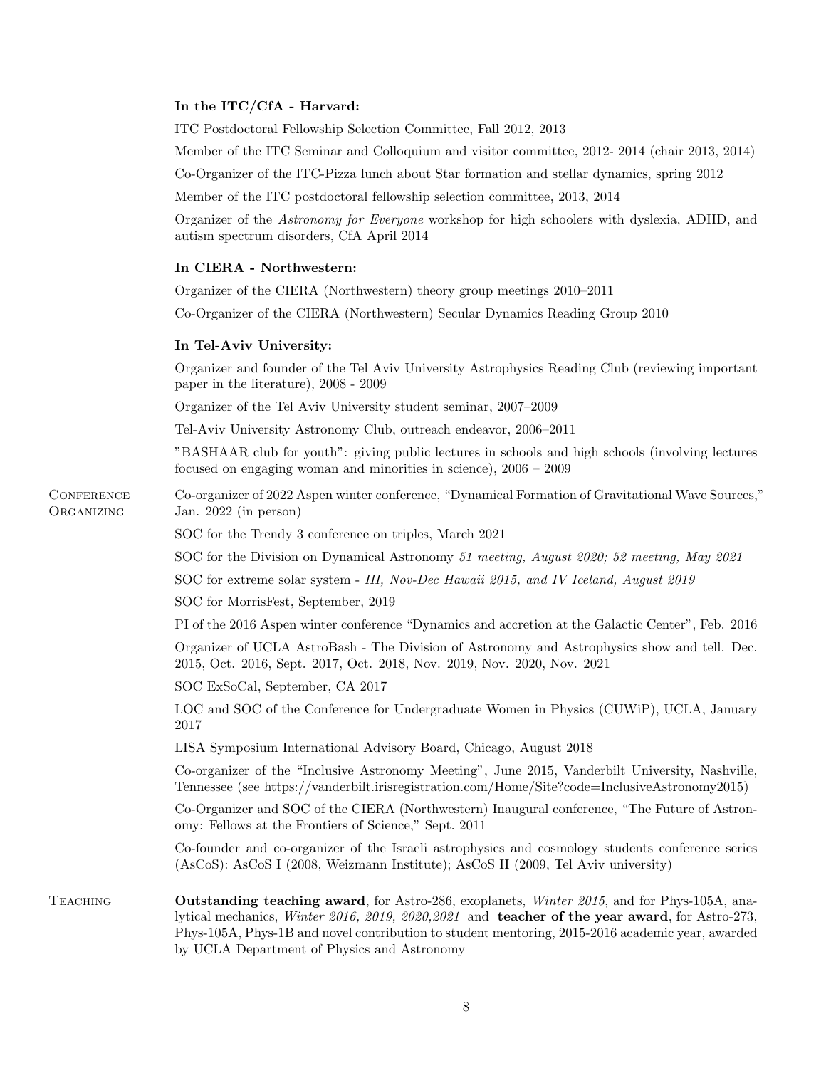**In the ITC/CfA - Harvard:**

ITC Postdoctoral Fellowship Selection Committee, Fall 2012, 2013

Member of the ITC Seminar and Colloquium and visitor committee, 2012- 2014 (chair 2013, 2014)

Co-Organizer of the ITC-Pizza lunch about Star formation and stellar dynamics, spring 2012

Member of the ITC postdoctoral fellowship selection committee, 2013, 2014

Organizer of the *Astronomy for Everyone* workshop for high schoolers with dyslexia, ADHD, and autism spectrum disorders, CfA April 2014

**In CIERA - Northwestern:**

Organizer of the CIERA (Northwestern) theory group meetings 2010–2011

Co-Organizer of the CIERA (Northwestern) Secular Dynamics Reading Group 2010

**In Tel-Aviv University:**

Organizer and founder of the Tel Aviv University Astrophysics Reading Club (reviewing important paper in the literature), 2008 - 2009

Organizer of the Tel Aviv University student seminar, 2007–2009

Tel-Aviv University Astronomy Club, outreach endeavor, 2006–2011

"BASHAAR club for youth": giving public lectures in schools and high schools (involving lectures focused on engaging woman and minorities in science), 2006 – 2009

## Conference Organizing

Co-organizer of 2022 Aspen winter conference, "Dynamical Formation of Gravitational Wave Sources," Jan. 2022 (in person)

SOC for the Trendy 3 conference on triples, March 2021

SOC for the Division on Dynamical Astronomy *51 meeting, August 2020; 52 meeting, May 2021*

SOC for extreme solar system - *III, Nov-Dec Hawaii 2015, and IV Iceland, August 2019*

SOC for MorrisFest, September, 2019

PI of the 2016 Aspen winter conference "Dynamics and accretion at the Galactic Center", Feb. 2016

Organizer of UCLA AstroBash - The Division of Astronomy and Astrophysics show and tell. Dec. 2015, Oct. 2016, Sept. 2017, Oct. 2018, Nov. 2019, Nov. 2020, Nov. 2021

SOC ExSoCal, September, CA 2017

LOC and SOC of the Conference for Undergraduate Women in Physics (CUWiP), UCLA, January 2017

LISA Symposium International Advisory Board, Chicago, August 2018

Co-organizer of the "Inclusive Astronomy Meeting", June 2015, Vanderbilt University, Nashville, Tennessee (see https://vanderbilt.irisregistration.com/Home/Site?code=InclusiveAstronomy2015)

Co-Organizer and SOC of the CIERA (Northwestern) Inaugural conference, "The Future of Astronomy: Fellows at the Frontiers of Science," Sept. 2011

Co-founder and co-organizer of the Israeli astrophysics and cosmology students conference series (AsCoS): AsCoS I (2008, Weizmann Institute); AsCoS II (2009, Tel Aviv university)

## Teaching

**Outstanding teaching award**, for Astro-286, exoplanets, *Winter 2015*, and for Phys-105A, analytical mechanics, *Winter 2016, 2019, 2020,2021* and **teacher of the year award**, for Astro-273, Phys-105A, Phys-1B and novel contribution to student mentoring, 2015-2016 academic year, awarded by UCLA Department of Physics and Astronomy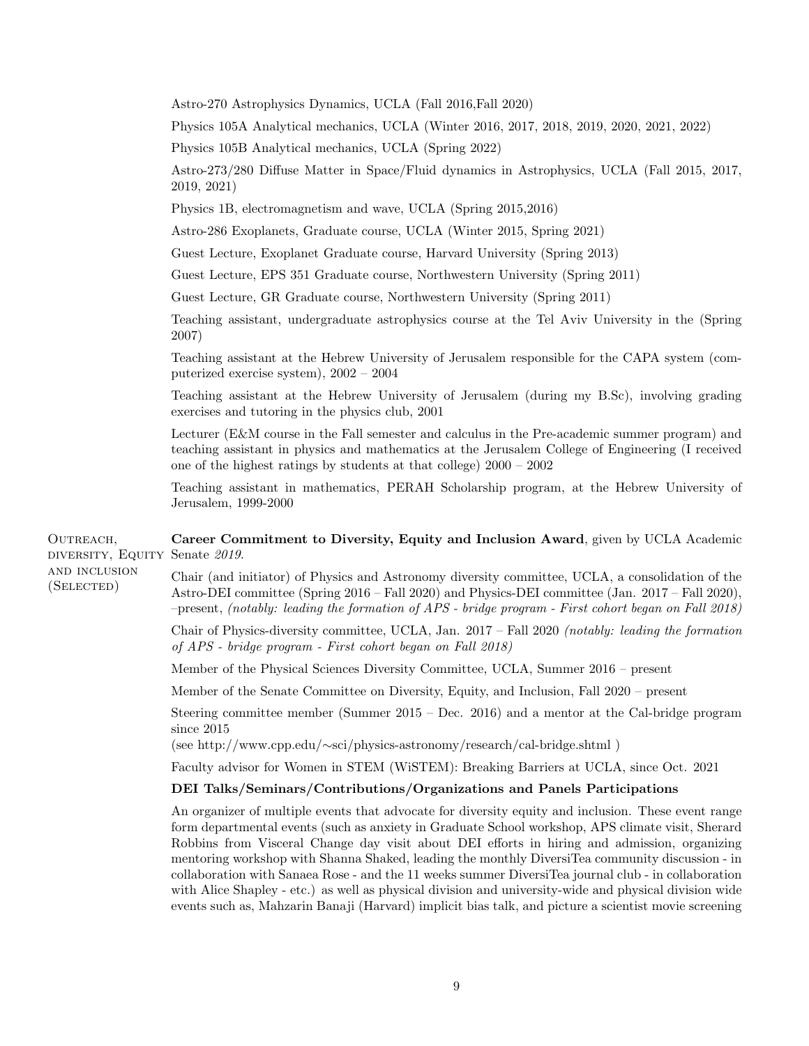Astro-270 Astrophysics Dynamics, UCLA (Fall 2016,Fall 2020)

Physics 105A Analytical mechanics, UCLA (Winter 2016, 2017, 2018, 2019, 2020, 2021, 2022)

Physics 105B Analytical mechanics, UCLA (Spring 2022)

Astro-273/280 Diffuse Matter in Space/Fluid dynamics in Astrophysics, UCLA (Fall 2015, 2017, 2019, 2021)

Physics 1B, electromagnetism and wave, UCLA (Spring 2015,2016)

Astro-286 Exoplanets, Graduate course, UCLA (Winter 2015, Spring 2021)

Guest Lecture, Exoplanet Graduate course, Harvard University (Spring 2013)

Guest Lecture, EPS 351 Graduate course, Northwestern University (Spring 2011)

Guest Lecture, GR Graduate course, Northwestern University (Spring 2011)

Teaching assistant, undergraduate astrophysics course at the Tel Aviv University in the (Spring 2007)

Teaching assistant at the Hebrew University of Jerusalem responsible for the CAPA system (computerized exercise system), 2002 – 2004

Teaching assistant at the Hebrew University of Jerusalem (during my B.Sc), involving grading exercises and tutoring in the physics club, 2001

Lecturer (E&M course in the Fall semester and calculus in the Pre-academic summer program) and teaching assistant in physics and mathematics at the Jerusalem College of Engineering (I received one of the highest ratings by students at that college) 2000 – 2002

Teaching assistant in mathematics, PERAH Scholarship program, at the Hebrew University of Jerusalem, 1999-2000

## Outreach, diversity, Equity and inclusion (Selected)

**Career Commitment to Diversity, Equity and Inclusion Award**, given by UCLA Academic Senate *2019*.

Chair (and initiator) of Physics and Astronomy diversity committee, UCLA, a consolidation of the Astro-DEI committee (Spring 2016 – Fall 2020) and Physics-DEI committee (Jan. 2017 – Fall 2020), –present, *(notably: leading the formation of APS - bridge program - First cohort began on Fall 2018)*

Chair of Physics-diversity committee, UCLA, Jan. 2017 – Fall 2020 *(notably: leading the formation of APS - bridge program - First cohort began on Fall 2018)*

Member of the Physical Sciences Diversity Committee, UCLA, Summer 2016 – present

Member of the Senate Committee on Diversity, Equity, and Inclusion, Fall 2020 – present

Steering committee member (Summer 2015 – Dec. 2016) and a mentor at the Cal-bridge program since 2015
(see http://www.cpp.edu/∼sci/physics-astronomy/research/cal-bridge.shtml )

Faculty advisor for Women in STEM (WiSTEM): Breaking Barriers at UCLA, since Oct. 2021

**DEI Talks/Seminars/Contributions/Organizations and Panels Participations**

An organizer of multiple events that advocate for diversity equity and inclusion. These event range form departmental events (such as anxiety in Graduate School workshop, APS climate visit, Sherard Robbins from Visceral Change day visit about DEI efforts in hiring and admission, organizing mentoring workshop with Shanna Shaked, leading the monthly DiversiTea community discussion - in collaboration with Sanaea Rose - and the 11 weeks summer DiversiTea journal club - in collaboration with Alice Shapley - etc.) as well as physical division and university-wide and physical division wide events such as, Mahzarin Banaji (Harvard) implicit bias talk, and picture a scientist movie screening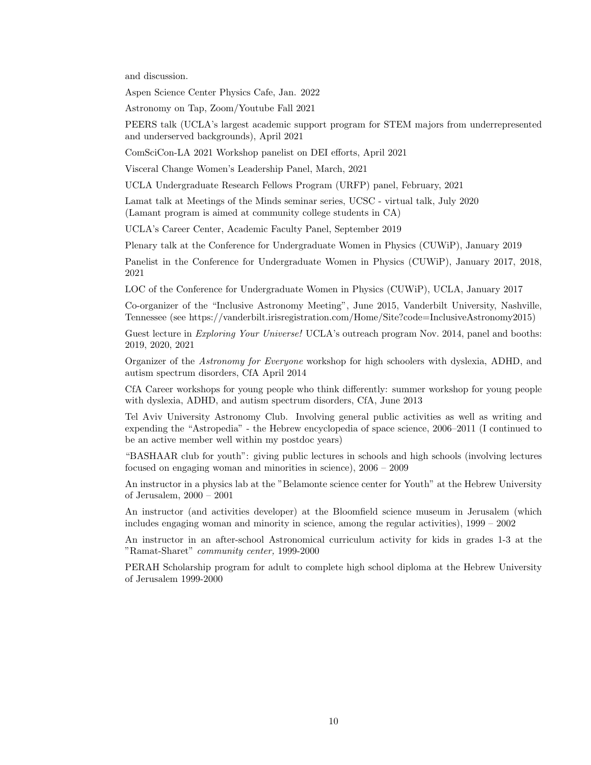and discussion.

Aspen Science Center Physics Cafe, Jan. 2022

Astronomy on Tap, Zoom/Youtube Fall 2021

PEERS talk (UCLA's largest academic support program for STEM majors from underrepresented and underserved backgrounds), April 2021

ComSciCon-LA 2021 Workshop panelist on DEI efforts, April 2021

Visceral Change Women's Leadership Panel, March, 2021

UCLA Undergraduate Research Fellows Program (URFP) panel, February, 2021

Lamat talk at Meetings of the Minds seminar series, UCSC - virtual talk, July 2020
(Lamant program is aimed at community college students in CA)

UCLA's Career Center, Academic Faculty Panel, September 2019

Plenary talk at the Conference for Undergraduate Women in Physics (CUWiP), January 2019

Panelist in the Conference for Undergraduate Women in Physics (CUWiP), January 2017, 2018, 2021

LOC of the Conference for Undergraduate Women in Physics (CUWiP), UCLA, January 2017

Co-organizer of the "Inclusive Astronomy Meeting", June 2015, Vanderbilt University, Nashville, Tennessee (see https://vanderbilt.irisregistration.com/Home/Site?code=InclusiveAstronomy2015)

Guest lecture in *Exploring Your Universe!* UCLA's outreach program Nov. 2014, panel and booths: 2019, 2020, 2021

Organizer of the *Astronomy for Everyone* workshop for high schoolers with dyslexia, ADHD, and autism spectrum disorders, CfA April 2014

CfA Career workshops for young people who think differently: summer workshop for young people with dyslexia, ADHD, and autism spectrum disorders, CfA, June 2013

Tel Aviv University Astronomy Club. Involving general public activities as well as writing and expending the "Astropedia" - the Hebrew encyclopedia of space science, 2006–2011 (I continued to be an active member well within my postdoc years)

"BASHAAR club for youth": giving public lectures in schools and high schools (involving lectures focused on engaging woman and minorities in science), 2006 – 2009

An instructor in a physics lab at the "Belamonte science center for Youth" at the Hebrew University of Jerusalem, 2000 – 2001

An instructor (and activities developer) at the Bloomfield science museum in Jerusalem (which includes engaging woman and minority in science, among the regular activities), 1999 – 2002

An instructor in an after-school Astronomical curriculum activity for kids in grades 1-3 at the "Ramat-Sharet" *community center,* 1999-2000

PERAH Scholarship program for adult to complete high school diploma at the Hebrew University of Jerusalem 1999-2000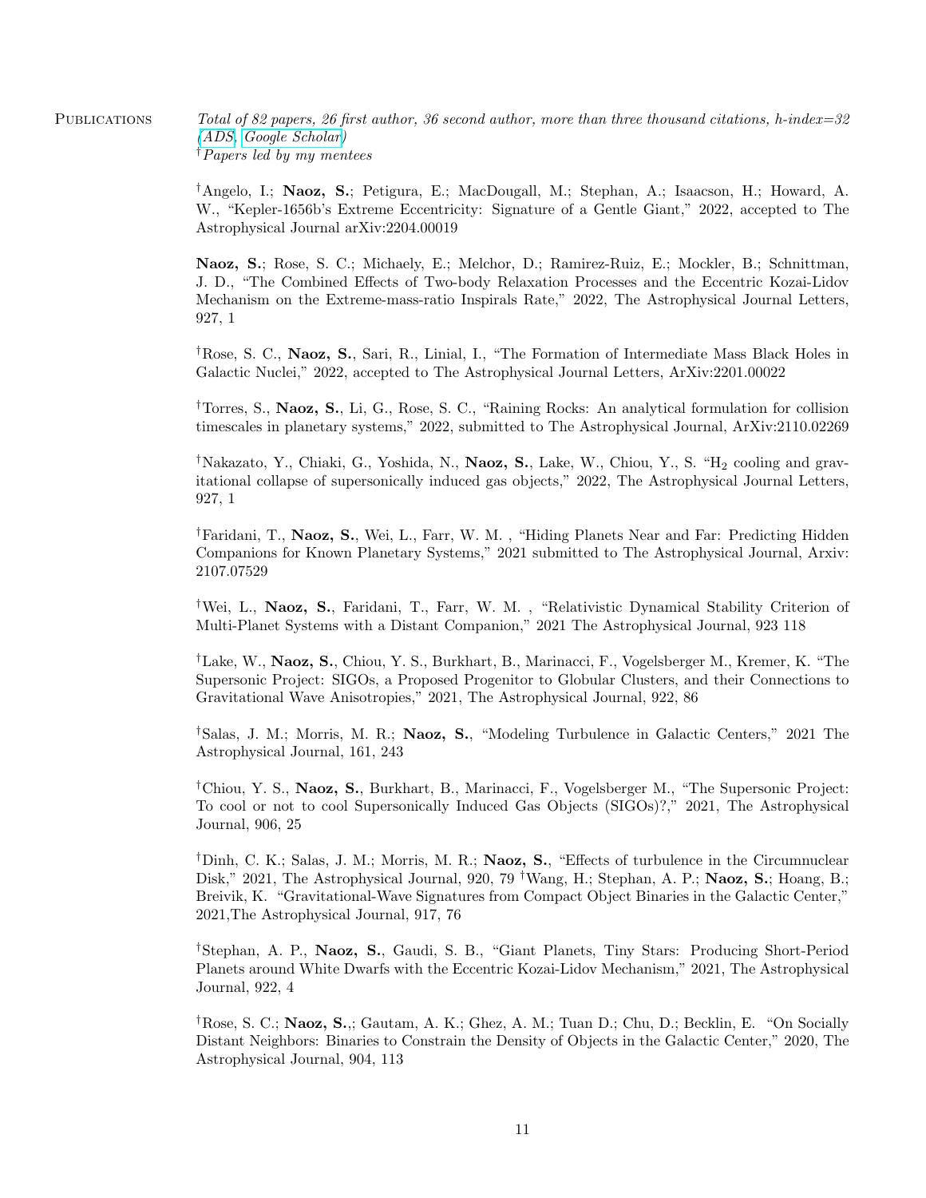PUBLICATIONS

*Total of 82 papers, 26 first author, 36 second author, more than three thousand citations, h-index=32 (ADS, Google Scholar)*
†*Papers led by my mentees*

†Angelo, I.; **Naoz, S.**; Petigura, E.; MacDougall, M.; Stephan, A.; Isaacson, H.; Howard, A. W., "Kepler-1656b's Extreme Eccentricity: Signature of a Gentle Giant," 2022, accepted to The Astrophysical Journal arXiv:2204.00019

**Naoz, S.**; Rose, S. C.; Michaely, E.; Melchor, D.; Ramirez-Ruiz, E.; Mockler, B.; Schnittman, J. D., "The Combined Effects of Two-body Relaxation Processes and the Eccentric Kozai-Lidov Mechanism on the Extreme-mass-ratio Inspirals Rate," 2022, The Astrophysical Journal Letters, 927, 1

†Rose, S. C., **Naoz, S.**, Sari, R., Linial, I., "The Formation of Intermediate Mass Black Holes in Galactic Nuclei," 2022, accepted to The Astrophysical Journal Letters, ArXiv:2201.00022

†Torres, S., **Naoz, S.**, Li, G., Rose, S. C., "Raining Rocks: An analytical formulation for collision timescales in planetary systems," 2022, submitted to The Astrophysical Journal, ArXiv:2110.02269

†Nakazato, Y., Chiaki, G., Yoshida, N., **Naoz, S.**, Lake, W., Chiou, Y., S. "$H_2$ cooling and gravitational collapse of supersonically induced gas objects," 2022, The Astrophysical Journal Letters, 927, 1

†Faridani, T., **Naoz, S.**, Wei, L., Farr, W. M. , "Hiding Planets Near and Far: Predicting Hidden Companions for Known Planetary Systems," 2021 submitted to The Astrophysical Journal, Arxiv: 2107.07529

†Wei, L., **Naoz, S.**, Faridani, T., Farr, W. M. , "Relativistic Dynamical Stability Criterion of Multi-Planet Systems with a Distant Companion," 2021 The Astrophysical Journal, 923 118

†Lake, W., **Naoz, S.**, Chiou, Y. S., Burkhart, B., Marinacci, F., Vogelsberger M., Kremer, K. "The Supersonic Project: SIGOs, a Proposed Progenitor to Globular Clusters, and their Connections to Gravitational Wave Anisotropies," 2021, The Astrophysical Journal, 922, 86

†Salas, J. M.; Morris, M. R.; **Naoz, S.**, "Modeling Turbulence in Galactic Centers," 2021 The Astrophysical Journal, 161, 243

†Chiou, Y. S., **Naoz, S.**, Burkhart, B., Marinacci, F., Vogelsberger M., "The Supersonic Project: To cool or not to cool Supersonically Induced Gas Objects (SIGOs)?," 2021, The Astrophysical Journal, 906, 25

†Dinh, C. K.; Salas, J. M.; Morris, M. R.; **Naoz, S.**, "Effects of turbulence in the Circumnuclear Disk," 2021, The Astrophysical Journal, 920, 79 †Wang, H.; Stephan, A. P.; **Naoz, S.**; Hoang, B.; Breivik, K. "Gravitational-Wave Signatures from Compact Object Binaries in the Galactic Center," 2021,The Astrophysical Journal, 917, 76

†Stephan, A. P., **Naoz, S.**, Gaudi, S. B., "Giant Planets, Tiny Stars: Producing Short-Period Planets around White Dwarfs with the Eccentric Kozai-Lidov Mechanism," 2021, The Astrophysical Journal, 922, 4

†Rose, S. C.; **Naoz, S.**,; Gautam, A. K.; Ghez, A. M.; Tuan D.; Chu, D.; Becklin, E. "On Socially Distant Neighbors: Binaries to Constrain the Density of Objects in the Galactic Center," 2020, The Astrophysical Journal, 904, 113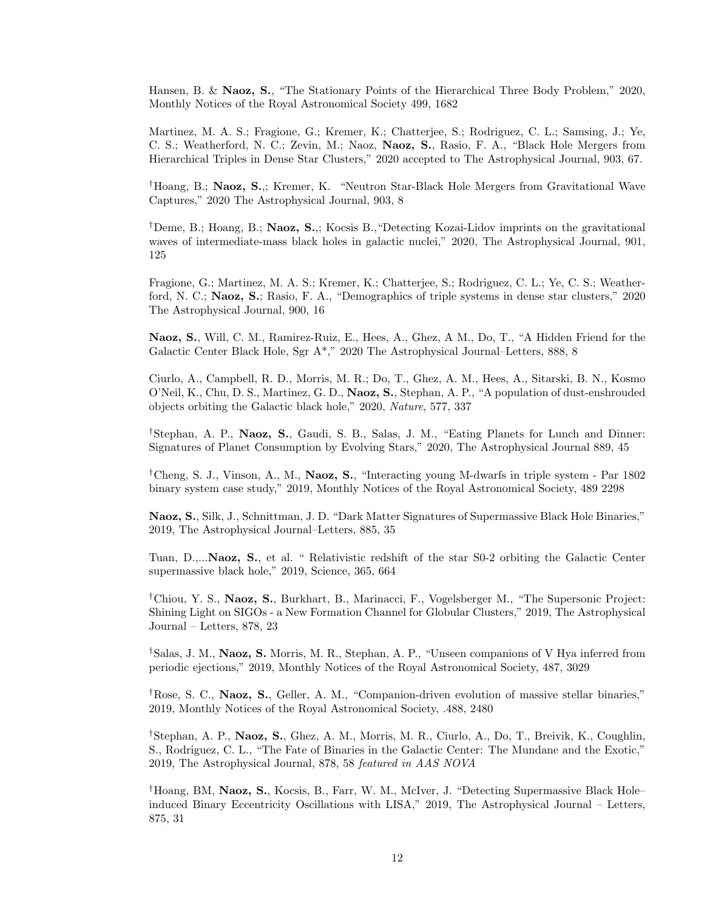Hansen, B. & **Naoz, S.**, "The Stationary Points of the Hierarchical Three Body Problem," 2020, Monthly Notices of the Royal Astronomical Society 499, 1682

Martinez, M. A. S.; Fragione, G.; Kremer, K.; Chatterjee, S.; Rodriguez, C. L.; Samsing, J.; Ye, C. S.; Weatherford, N. C.; Zevin, M.; Naoz, **Naoz, S.**, Rasio, F. A., "Black Hole Mergers from Hierarchical Triples in Dense Star Clusters," 2020 accepted to The Astrophysical Journal, 903, 67.

†Hoang, B.; **Naoz, S.**,; Kremer, K. "Neutron Star-Black Hole Mergers from Gravitational Wave Captures," 2020 The Astrophysical Journal, 903, 8

†Deme, B.; Hoang, B.; **Naoz, S.**,; Kocsis B.,"Detecting Kozai-Lidov imprints on the gravitational waves of intermediate-mass black holes in galactic nuclei," 2020, The Astrophysical Journal, 901, 125

Fragione, G.; Martinez, M. A. S.; Kremer, K.; Chatterjee, S.; Rodriguez, C. L.; Ye, C. S.; Weatherford, N. C.; **Naoz, S.**; Rasio, F. A., "Demographics of triple systems in dense star clusters," 2020 The Astrophysical Journal, 900, 16

**Naoz, S.**, Will, C. M., Ramirez-Ruiz, E., Hees, A., Ghez, A M., Do, T., "A Hidden Friend for the Galactic Center Black Hole, Sgr A*," 2020 The Astrophysical Journal–Letters, 888, 8

Ciurlo, A., Campbell, R. D., Morris, M. R.; Do, T., Ghez, A. M., Hees, A., Sitarski, B. N., Kosmo O'Neil, K., Chu, D. S., Martinez, G. D., **Naoz, S.**, Stephan, A. P., "A population of dust-enshrouded objects orbiting the Galactic black hole," 2020, *Nature*, 577, 337

†Stephan, A. P., **Naoz, S.**, Gaudi, S. B., Salas, J. M., "Eating Planets for Lunch and Dinner: Signatures of Planet Consumption by Evolving Stars," 2020, The Astrophysical Journal 889, 45

†Cheng, S. J., Vinson, A., M., **Naoz, S.**, "Interacting young M-dwarfs in triple system - Par 1802 binary system case study," 2019, Monthly Notices of the Royal Astronomical Society, 489 2298

**Naoz, S.**, Silk, J., Schnittman, J. D. "Dark Matter Signatures of Supermassive Black Hole Binaries," 2019, The Astrophysical Journal–Letters, 885, 35

Tuan, D.,...**Naoz, S.**, et al. " Relativistic redshift of the star S0-2 orbiting the Galactic Center supermassive black hole," 2019, Science, 365, 664

†Chiou, Y. S., **Naoz, S.**, Burkhart, B., Marinacci, F., Vogelsberger M., "The Supersonic Project: Shining Light on SIGOs - a New Formation Channel for Globular Clusters," 2019, The Astrophysical Journal – Letters, 878, 23

†Salas, J. M., **Naoz, S.** Morris, M. R., Stephan, A. P., "Unseen companions of V Hya inferred from periodic ejections," 2019, Monthly Notices of the Royal Astronomical Society, 487, 3029

†Rose, S. C., **Naoz, S.**, Geller, A. M., "Companion-driven evolution of massive stellar binaries," 2019, Monthly Notices of the Royal Astronomical Society, .488, 2480

†Stephan, A. P., **Naoz, S.**, Ghez, A. M., Morris, M. R., Ciurlo, A., Do, T., Breivik, K., Coughlin, S., Rodriguez, C. L., "The Fate of Binaries in the Galactic Center: The Mundane and the Exotic," 2019, The Astrophysical Journal, 878, 58 *featured in AAS NOVA*

†Hoang, BM, **Naoz, S.**, Kocsis, B., Farr, W. M., McIver, J. "Detecting Supermassive Black Hole–induced Binary Eccentricity Oscillations with LISA," 2019, The Astrophysical Journal – Letters, 875, 31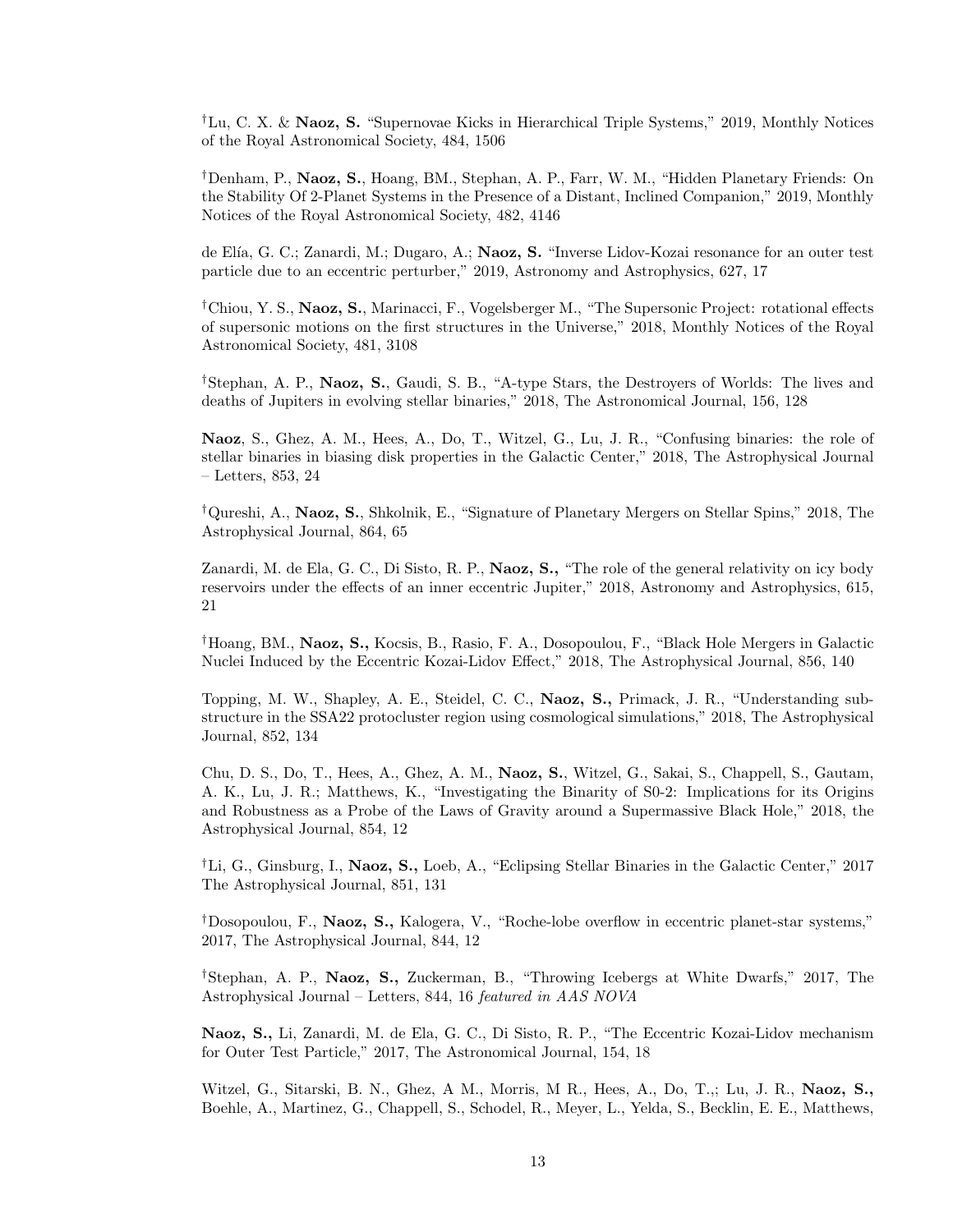[†]Lu, C. X. & **Naoz, S.** "Supernovae Kicks in Hierarchical Triple Systems," 2019, Monthly Notices of the Royal Astronomical Society, 484, 1506

[†]Denham, P., **Naoz, S.**, Hoang, BM., Stephan, A. P., Farr, W. M., "Hidden Planetary Friends: On the Stability Of 2-Planet Systems in the Presence of a Distant, Inclined Companion," 2019, Monthly Notices of the Royal Astronomical Society, 482, 4146

de Elía, G. C.; Zanardi, M.; Dugaro, A.; **Naoz, S.** "Inverse Lidov-Kozai resonance for an outer test particle due to an eccentric perturber," 2019, Astronomy and Astrophysics, 627, 17

[†]Chiou, Y. S., **Naoz, S.**, Marinacci, F., Vogelsberger M., "The Supersonic Project: rotational effects of supersonic motions on the first structures in the Universe," 2018, Monthly Notices of the Royal Astronomical Society, 481, 3108

[†]Stephan, A. P., **Naoz, S.**, Gaudi, S. B., "A-type Stars, the Destroyers of Worlds: The lives and deaths of Jupiters in evolving stellar binaries," 2018, The Astronomical Journal, 156, 128

**Naoz**, S., Ghez, A. M., Hees, A., Do, T., Witzel, G., Lu, J. R., "Confusing binaries: the role of stellar binaries in biasing disk properties in the Galactic Center," 2018, The Astrophysical Journal – Letters, 853, 24

[†]Qureshi, A., **Naoz, S.**, Shkolnik, E., "Signature of Planetary Mergers on Stellar Spins," 2018, The Astrophysical Journal, 864, 65

Zanardi, M. de Ela, G. C., Di Sisto, R. P., **Naoz, S.,** "The role of the general relativity on icy body reservoirs under the effects of an inner eccentric Jupiter," 2018, Astronomy and Astrophysics, 615, 21

[†]Hoang, BM., **Naoz, S.,** Kocsis, B., Rasio, F. A., Dosopoulou, F., "Black Hole Mergers in Galactic Nuclei Induced by the Eccentric Kozai-Lidov Effect," 2018, The Astrophysical Journal, 856, 140

Topping, M. W., Shapley, A. E., Steidel, C. C., **Naoz, S.,** Primack, J. R., "Understanding substructure in the SSA22 protocluster region using cosmological simulations," 2018, The Astrophysical Journal, 852, 134

Chu, D. S., Do, T., Hees, A., Ghez, A. M., **Naoz, S.**, Witzel, G., Sakai, S., Chappell, S., Gautam, A. K., Lu, J. R.; Matthews, K., "Investigating the Binarity of S0-2: Implications for its Origins and Robustness as a Probe of the Laws of Gravity around a Supermassive Black Hole," 2018, the Astrophysical Journal, 854, 12

[†]Li, G., Ginsburg, I., **Naoz, S.,** Loeb, A., "Eclipsing Stellar Binaries in the Galactic Center," 2017 The Astrophysical Journal, 851, 131

[†]Dosopoulou, F., **Naoz, S.,** Kalogera, V., "Roche-lobe overflow in eccentric planet-star systems," 2017, The Astrophysical Journal, 844, 12

[†]Stephan, A. P., **Naoz, S.,** Zuckerman, B., "Throwing Icebergs at White Dwarfs," 2017, The Astrophysical Journal – Letters, 844, 16 *featured in AAS NOVA*

**Naoz, S.,** Li, Zanardi, M. de Ela, G. C., Di Sisto, R. P., "The Eccentric Kozai-Lidov mechanism for Outer Test Particle," 2017, The Astronomical Journal, 154, 18

Witzel, G., Sitarski, B. N., Ghez, A M., Morris, M R., Hees, A., Do, T.,; Lu, J. R., **Naoz, S.,** Boehle, A., Martinez, G., Chappell, S., Schodel, R., Meyer, L., Yelda, S., Becklin, E. E., Matthews,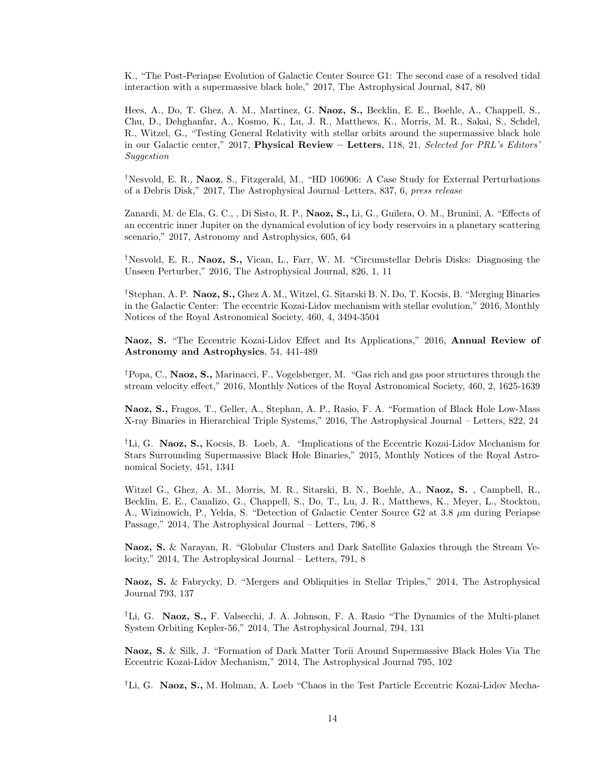K., "The Post-Periapse Evolution of Galactic Center Source G1: The second case of a resolved tidal interaction with a supermassive black hole," 2017, The Astrophysical Journal, 847, 80

Hees, A., Do, T. Ghez, A. M., Martinez, G. **Naoz, S.,** Becklin, E. E., Boehle, A., Chappell, S., Chu, D., Dehghanfar, A., Kosmo, K., Lu, J. R., Matthews, K., Morris, M. R., Sakai, S., Schdel, R., Witzel, G., "Testing General Relativity with stellar orbits around the supermassive black hole in our Galactic center," 2017, **Physical Review – Letters**, 118, 21, *Selected for PRL's Editors' Suggestion*

†Nesvold, E. R., **Naoz**, S., Fitzgerald, M., "HD 106906: A Case Study for External Perturbations of a Debris Disk," 2017, The Astrophysical Journal–Letters, 837, 6, *press release*

Zanardi, M. de Ela, G. C., , Di Sisto, R. P., **Naoz, S.,** Li, G., Guilera, O. M., Brunini, A. "Effects of an eccentric inner Jupiter on the dynamical evolution of icy body reservoirs in a planetary scattering scenario," 2017, Astronomy and Astrophysics, 605, 64

†Nesvold, E. R., **Naoz, S.,** Vican, L., Farr, W. M. "Circumstellar Debris Disks: Diagnosing the Unseen Perturber," 2016, The Astrophysical Journal, 826, 1, 11

†Stephan, A. P. **Naoz, S.,** Ghez A. M., Witzel, G. Sitarski B. N. Do, T. Kocsis, B. "Merging Binaries in the Galactic Center: The eccentric Kozai-Lidov mechanism with stellar evolution," 2016, Monthly Notices of the Royal Astronomical Society, 460, 4, 3494-3504

**Naoz, S.** "The Eccentric Kozai-Lidov Effect and Its Applications," 2016, **Annual Review of Astronomy and Astrophysics**, 54, 441-489

†Popa, C., **Naoz, S.,** Marinacci, F., Vogelsberger, M. "Gas rich and gas poor structures through the stream velocity effect," 2016, Monthly Notices of the Royal Astronomical Society, 460, 2, 1625-1639

**Naoz, S.,** Fragos, T., Geller, A., Stephan, A. P., Rasio, F. A. "Formation of Black Hole Low-Mass X-ray Binaries in Hierarchical Triple Systems," 2016, The Astrophysical Journal – Letters, 822, 24

†Li, G. **Naoz, S.,** Kocsis, B. Loeb, A. "Implications of the Eccentric Kozai-Lidov Mechanism for Stars Surrounding Supermassive Black Hole Binaries," 2015, Monthly Notices of the Royal Astronomical Society, 451, 1341

Witzel G., Ghez, A. M., Morris, M. R., Sitarski, B. N., Boehle, A., **Naoz, S.** , Campbell, R., Becklin, E. E., Canalizo, G., Chappell, S., Do, T., Lu, J. R., Matthews, K., Meyer, L., Stockton, A., Wizinowich, P., Yelda, S. "Detection of Galactic Center Source G2 at 3.8 $\mu$m during Periapse Passage," 2014, The Astrophysical Journal – Letters, 796, 8

**Naoz, S.** & Narayan, R. "Globular Clusters and Dark Satellite Galaxies through the Stream Velocity," 2014, The Astrophysical Journal – Letters, 791, 8

**Naoz, S.** & Fabrycky, D. "Mergers and Obliquities in Stellar Triples," 2014, The Astrophysical Journal 793, 137

†Li, G. **Naoz, S.,** F. Valsecchi, J. A. Johnson, F. A. Rasio "The Dynamics of the Multi-planet System Orbiting Kepler-56," 2014, The Astrophysical Journal, 794, 131

**Naoz, S.** & Silk, J. "Formation of Dark Matter Torii Around Supermassive Black Holes Via The Eccentric Kozai-Lidov Mechanism," 2014, The Astrophysical Journal 795, 102

†Li, G. **Naoz, S.,** M. Holman, A. Loeb "Chaos in the Test Particle Eccentric Kozai-Lidov Mecha-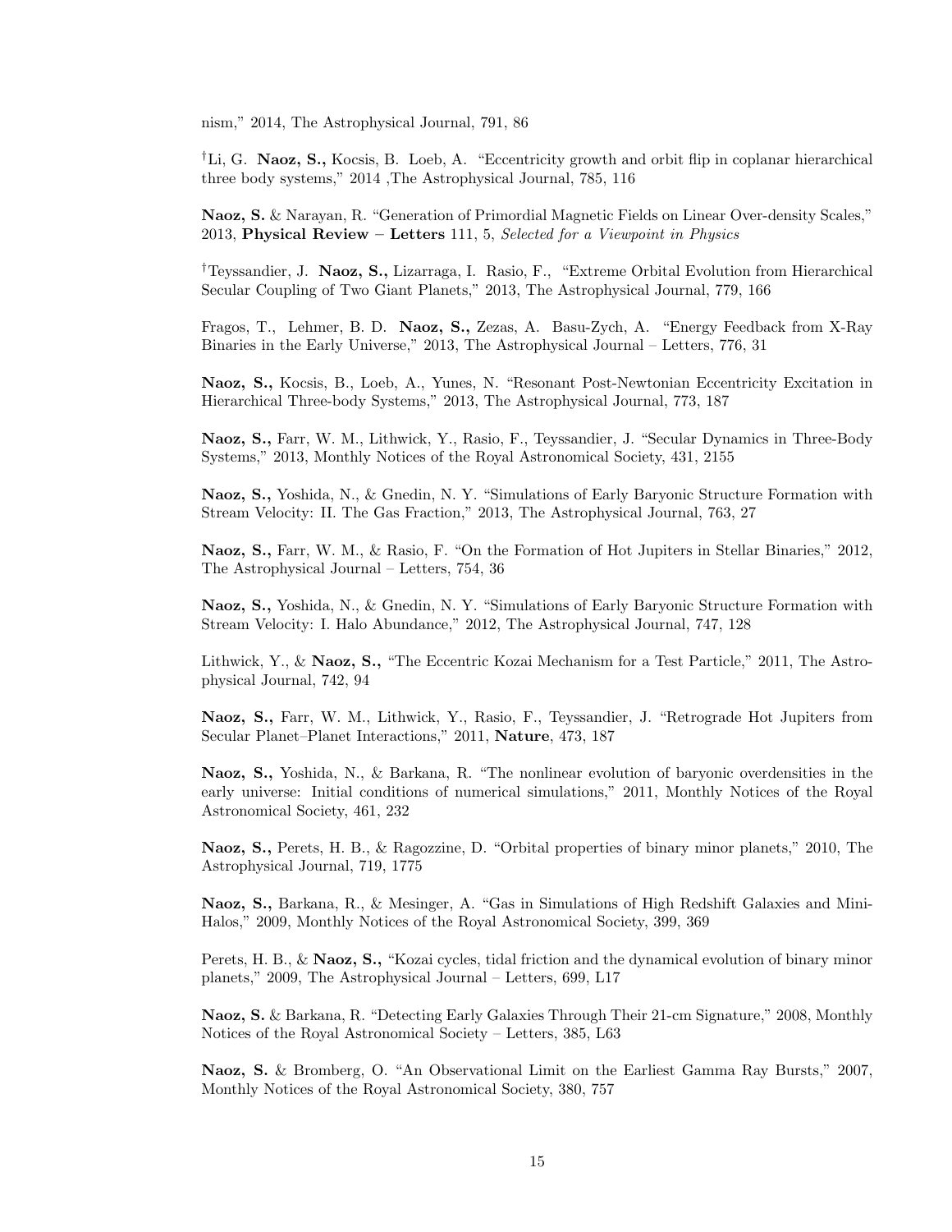nism," 2014, The Astrophysical Journal, 791, 86

†Li, G. **Naoz, S.,** Kocsis, B. Loeb, A. "Eccentricity growth and orbit flip in coplanar hierarchical three body systems," 2014 ,The Astrophysical Journal, 785, 116

**Naoz, S.** & Narayan, R. "Generation of Primordial Magnetic Fields on Linear Over-density Scales," 2013, **Physical Review – Letters** 111, 5, *Selected for a Viewpoint in Physics*

†Teyssandier, J. **Naoz, S.,** Lizarraga, I. Rasio, F., "Extreme Orbital Evolution from Hierarchical Secular Coupling of Two Giant Planets," 2013, The Astrophysical Journal, 779, 166

Fragos, T., Lehmer, B. D. **Naoz, S.,** Zezas, A. Basu-Zych, A. "Energy Feedback from X-Ray Binaries in the Early Universe," 2013, The Astrophysical Journal – Letters, 776, 31

**Naoz, S.,** Kocsis, B., Loeb, A., Yunes, N. "Resonant Post-Newtonian Eccentricity Excitation in Hierarchical Three-body Systems," 2013, The Astrophysical Journal, 773, 187

**Naoz, S.,** Farr, W. M., Lithwick, Y., Rasio, F., Teyssandier, J. "Secular Dynamics in Three-Body Systems," 2013, Monthly Notices of the Royal Astronomical Society, 431, 2155

**Naoz, S.,** Yoshida, N., & Gnedin, N. Y. "Simulations of Early Baryonic Structure Formation with Stream Velocity: II. The Gas Fraction," 2013, The Astrophysical Journal, 763, 27

**Naoz, S.,** Farr, W. M., & Rasio, F. "On the Formation of Hot Jupiters in Stellar Binaries," 2012, The Astrophysical Journal – Letters, 754, 36

**Naoz, S.,** Yoshida, N., & Gnedin, N. Y. "Simulations of Early Baryonic Structure Formation with Stream Velocity: I. Halo Abundance," 2012, The Astrophysical Journal, 747, 128

Lithwick, Y., & **Naoz, S.,** "The Eccentric Kozai Mechanism for a Test Particle," 2011, The Astrophysical Journal, 742, 94

**Naoz, S.,** Farr, W. M., Lithwick, Y., Rasio, F., Teyssandier, J. "Retrograde Hot Jupiters from Secular Planet–Planet Interactions," 2011, **Nature**, 473, 187

**Naoz, S.,** Yoshida, N., & Barkana, R. "The nonlinear evolution of baryonic overdensities in the early universe: Initial conditions of numerical simulations," 2011, Monthly Notices of the Royal Astronomical Society, 461, 232

**Naoz, S.,** Perets, H. B., & Ragozzine, D. "Orbital properties of binary minor planets," 2010, The Astrophysical Journal, 719, 1775

**Naoz, S.,** Barkana, R., & Mesinger, A. "Gas in Simulations of High Redshift Galaxies and Mini-Halos," 2009, Monthly Notices of the Royal Astronomical Society, 399, 369

Perets, H. B., & **Naoz, S.,** "Kozai cycles, tidal friction and the dynamical evolution of binary minor planets," 2009, The Astrophysical Journal – Letters, 699, L17

**Naoz, S.** & Barkana, R. "Detecting Early Galaxies Through Their 21-cm Signature," 2008, Monthly Notices of the Royal Astronomical Society – Letters, 385, L63

**Naoz, S.** & Bromberg, O. "An Observational Limit on the Earliest Gamma Ray Bursts," 2007, Monthly Notices of the Royal Astronomical Society, 380, 757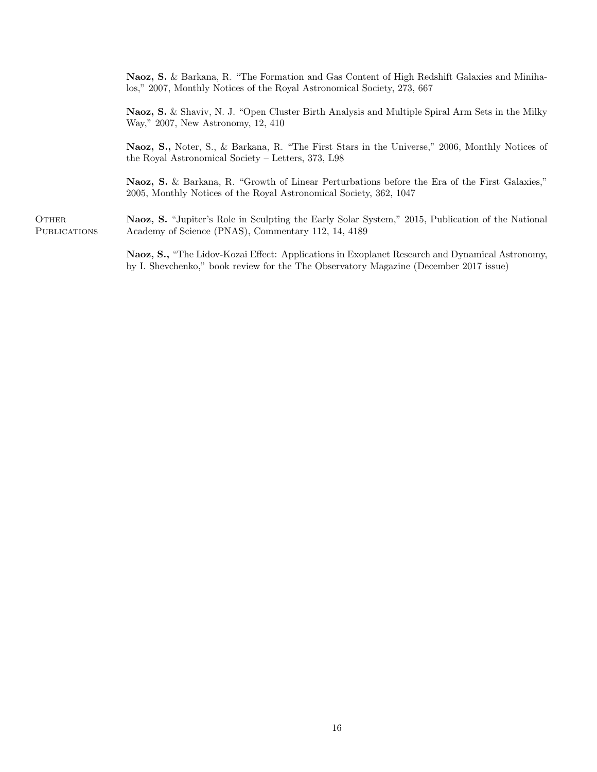**Naoz, S.** & Barkana, R. "The Formation and Gas Content of High Redshift Galaxies and Minihalos," 2007, Monthly Notices of the Royal Astronomical Society, 273, 667

**Naoz, S.** & Shaviv, N. J. "Open Cluster Birth Analysis and Multiple Spiral Arm Sets in the Milky Way," 2007, New Astronomy, 12, 410

**Naoz, S.,** Noter, S., & Barkana, R. "The First Stars in the Universe," 2006, Monthly Notices of the Royal Astronomical Society – Letters, 373, L98

**Naoz, S.** & Barkana, R. "Growth of Linear Perturbations before the Era of the First Galaxies," 2005, Monthly Notices of the Royal Astronomical Society, 362, 1047

## Other Publications

**Naoz, S.** "Jupiter's Role in Sculpting the Early Solar System," 2015, Publication of the National Academy of Science (PNAS), Commentary 112, 14, 4189

**Naoz, S.,** "The Lidov-Kozai Effect: Applications in Exoplanet Research and Dynamical Astronomy, by I. Shevchenko," book review for the The Observatory Magazine (December 2017 issue)